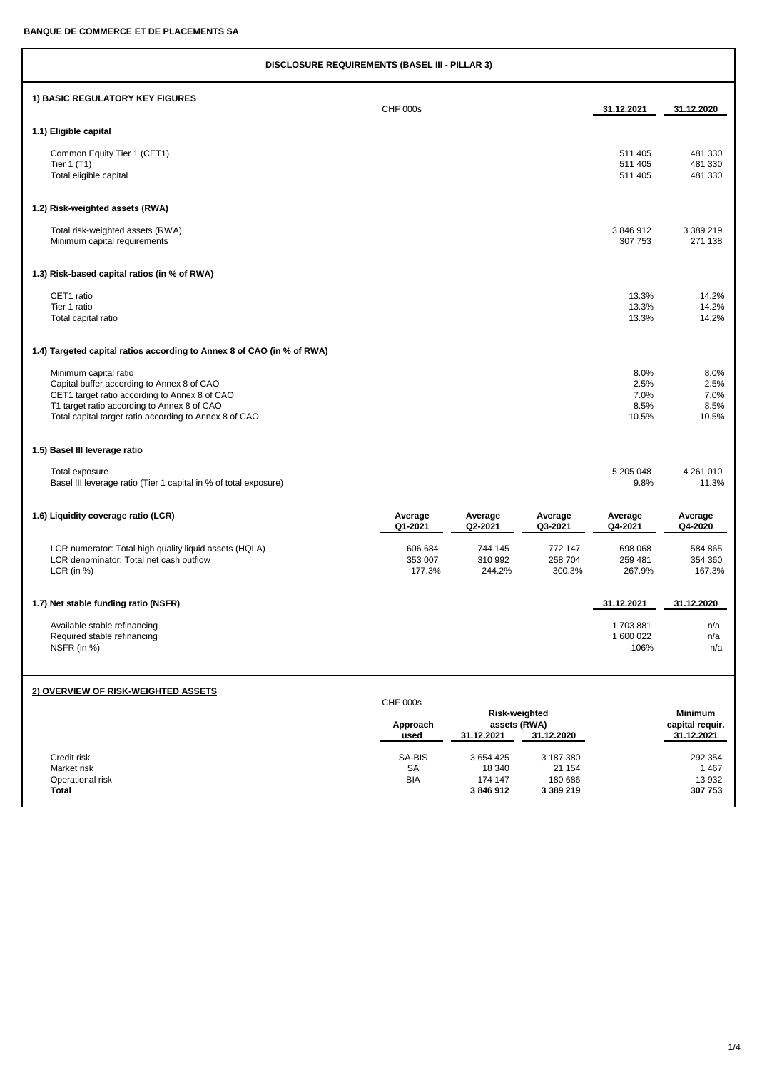**BANQUE DE COMMERCE ET DE PLACEMENTS SA**

## DISCLOSURE REQUIREMENTS (BASEL III - PILLAR 3)

### 1) BASIC REGULATORY KEY FIGURES

| CHF 000s | 31.12.2021 | 31.12.2020 |
|---|---|---|
| **1.1) Eligible capital** | | |
| Common Equity Tier 1 (CET1) | 511 405 | 481 330 |
| Tier 1 (T1) | 511 405 | 481 330 |
| Total eligible capital | 511 405 | 481 330 |
| **1.2) Risk-weighted assets (RWA)** | | |
| Total risk-weighted assets (RWA) | 3 846 912 | 3 389 219 |
| Minimum capital requirements | 307 753 | 271 138 |
| **1.3) Risk-based capital ratios (in % of RWA)** | | |
| CET1 ratio | 13.3% | 14.2% |
| Tier 1 ratio | 13.3% | 14.2% |
| Total capital ratio | 13.3% | 14.2% |
| **1.4) Targeted capital ratios according to Annex 8 of CAO (in % of RWA)** | | |
| Minimum capital ratio | 8.0% | 8.0% |
| Capital buffer according to Annex 8 of CAO | 2.5% | 2.5% |
| CET1 target ratio according to Annex 8 of CAO | 7.0% | 7.0% |
| T1 target ratio according to Annex 8 of CAO | 8.5% | 8.5% |
| Total capital target ratio according to Annex 8 of CAO | 10.5% | 10.5% |
| **1.5) Basel III leverage ratio** | | |
| Total exposure | 5 205 048 | 4 261 010 |
| Basel III leverage ratio (Tier 1 capital in % of total exposure) | 9.8% | 11.3% |

| 1.6) Liquidity coverage ratio (LCR) | Average Q1-2021 | Average Q2-2021 | Average Q3-2021 | Average Q4-2021 | Average Q4-2020 |
|---|---|---|---|---|---|
| LCR numerator: Total high quality liquid assets (HQLA) | 606 684 | 744 145 | 772 147 | 698 068 | 584 865 |
| LCR denominator: Total net cash outflow | 353 007 | 310 992 | 258 704 | 259 481 | 354 360 |
| LCR (in %) | 177.3% | 244.2% | 300.3% | 267.9% | 167.3% |

| 1.7) Net stable funding ratio (NSFR) | 31.12.2021 | 31.12.2020 |
|---|---|---|
| Available stable refinancing | 1 703 881 | n/a |
| Required stable refinancing | 1 600 022 | n/a |
| NSFR (in %) | 106% | n/a |

### 2) OVERVIEW OF RISK-WEIGHTED ASSETS

CHF 000s

| | Approach used | Risk-weighted assets (RWA) 31.12.2021 | Risk-weighted assets (RWA) 31.12.2020 | Minimum capital requir. 31.12.2021 |
|---|---|---|---|---|
| Credit risk | SA-BIS | 3 654 425 | 3 187 380 | 292 354 |
| Market risk | SA | 18 340 | 21 154 | 1 467 |
| Operational risk | BIA | 174 147 | 180 686 | 13 932 |
| **Total** | | **3 846 912** | **3 389 219** | **307 753** |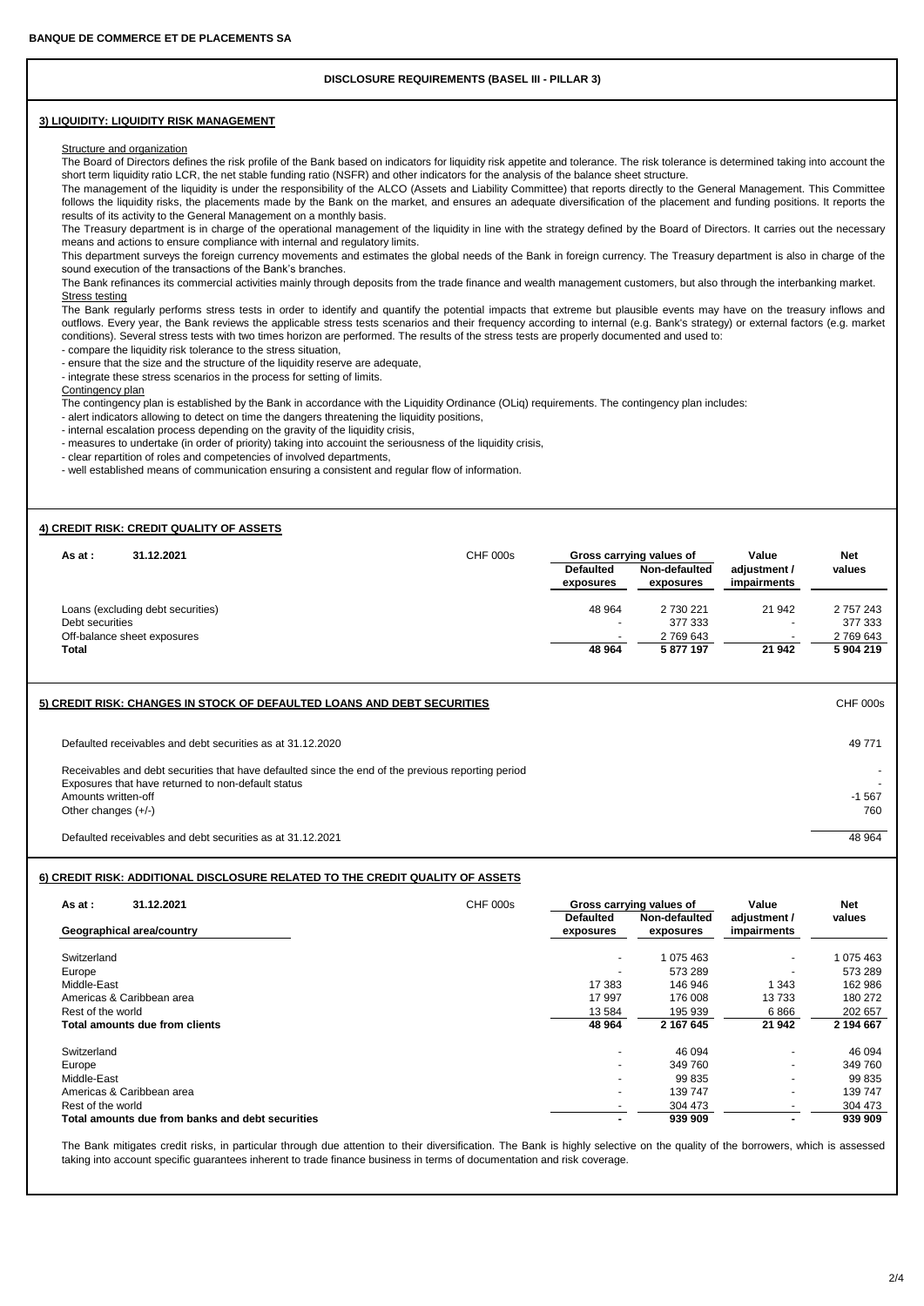**BANQUE DE COMMERCE ET DE PLACEMENTS SA**

**DISCLOSURE REQUIREMENTS (BASEL III - PILLAR 3)**

## 3) LIQUIDITY: LIQUIDITY RISK MANAGEMENT

Structure and organization

The Board of Directors defines the risk profile of the Bank based on indicators for liquidity risk appetite and tolerance. The risk tolerance is determined taking into account the short term liquidity ratio LCR, the net stable funding ratio (NSFR) and other indicators for the analysis of the balance sheet structure.

The management of the liquidity is under the responsibility of the ALCO (Assets and Liability Committee) that reports directly to the General Management. This Committee follows the liquidity risks, the placements made by the Bank on the market, and ensures an adequate diversification of the placement and funding positions. It reports the results of its activity to the General Management on a monthly basis.

The Treasury department is in charge of the operational management of the liquidity in line with the strategy defined by the Board of Directors. It carries out the necessary means and actions to ensure compliance with internal and regulatory limits.

This department surveys the foreign currency movements and estimates the global needs of the Bank in foreign currency. The Treasury department is also in charge of the sound execution of the transactions of the Bank's branches.

The Bank refinances its commercial activities mainly through deposits from the trade finance and wealth management customers, but also through the interbanking market.

Stress testing

The Bank regularly performs stress tests in order to identify and quantify the potential impacts that extreme but plausible events may have on the treasury inflows and outflows. Every year, the Bank reviews the applicable stress tests scenarios and their frequency according to internal (e.g. Bank's strategy) or external factors (e.g. market conditions). Several stress tests with two times horizon are performed. The results of the stress tests are properly documented and used to:

- compare the liquidity risk tolerance to the stress situation,
- ensure that the size and the structure of the liquidity reserve are adequate,
- integrate these stress scenarios in the process for setting of limits.

Contingency plan

The contingency plan is established by the Bank in accordance with the Liquidity Ordinance (OLiq) requirements. The contingency plan includes:

- alert indicators allowing to detect on time the dangers threatening the liquidity positions,
- internal escalation process depending on the gravity of the liquidity crisis,
- measures to undertake (in order of priority) taking into accouint the seriousness of the liquidity crisis,
- clear repartition of roles and competencies of involved departments,
- well established means of communication ensuring a consistent and regular flow of information.

## 4) CREDIT RISK: CREDIT QUALITY OF ASSETS

| As at : 31.12.2021 | CHF 000s | Gross carrying values of | | Value adjustment / impairments | Net values |
|---|---|---|---|---|---|
| | | Defaulted exposures | Non-defaulted exposures | | |
| Loans (excluding debt securities) | | 48 964 | 2 730 221 | 21 942 | 2 757 243 |
| Debt securities | | - | 377 333 | - | 377 333 |
| Off-balance sheet exposures | | - | 2 769 643 | - | 2 769 643 |
| **Total** | | **48 964** | **5 877 197** | **21 942** | **5 904 219** |

## 5) CREDIT RISK: CHANGES IN STOCK OF DEFAULTED LOANS AND DEBT SECURITIES

| | CHF 000s |
|---|---|
| Defaulted receivables and debt securities as at 31.12.2020 | 49 771 |
| Receivables and debt securities that have defaulted since the end of the previous reporting period | - |
| Exposures that have returned to non-default status | - |
| Amounts written-off | -1 567 |
| Other changes (+/-) | 760 |
| Defaulted receivables and debt securities as at 31.12.2021 | 48 964 |

## 6) CREDIT RISK: ADDITIONAL DISCLOSURE RELATED TO THE CREDIT QUALITY OF ASSETS

| As at : 31.12.2021 | CHF 000s | Gross carrying values of | | Value adjustment / impairments | Net values |
|---|---|---|---|---|---|
| Geographical area/country | | Defaulted exposures | Non-defaulted exposures | | |
| Switzerland | | - | 1 075 463 | - | 1 075 463 |
| Europe | | - | 573 289 | - | 573 289 |
| Middle-East | | 17 383 | 146 946 | 1 343 | 162 986 |
| Americas & Caribbean area | | 17 997 | 176 008 | 13 733 | 180 272 |
| Rest of the world | | 13 584 | 195 939 | 6 866 | 202 657 |
| **Total amounts due from clients** | | **48 964** | **2 167 645** | **21 942** | **2 194 667** |
| Switzerland | | - | 46 094 | - | 46 094 |
| Europe | | - | 349 760 | - | 349 760 |
| Middle-East | | - | 99 835 | - | 99 835 |
| Americas & Caribbean area | | - | 139 747 | - | 139 747 |
| Rest of the world | | - | 304 473 | - | 304 473 |
| **Total amounts due from banks and debt securities** | | **-** | **939 909** | **-** | **939 909** |

The Bank mitigates credit risks, in particular through due attention to their diversification. The Bank is highly selective on the quality of the borrowers, which is assessed taking into account specific guarantees inherent to trade finance business in terms of documentation and risk coverage.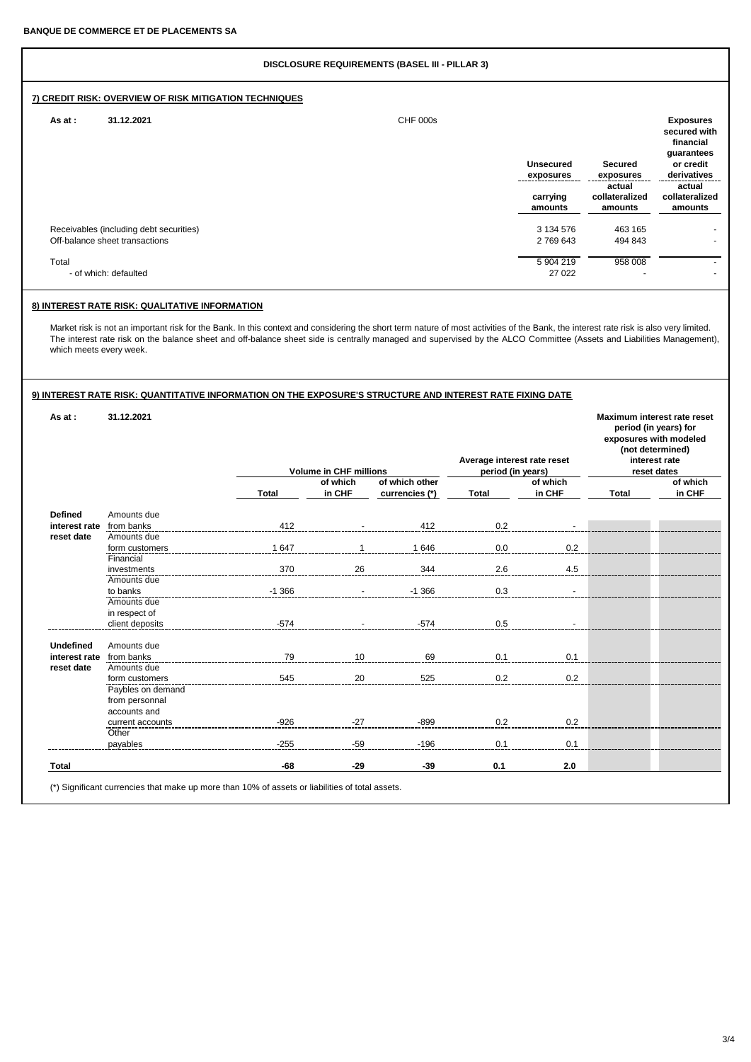**BANQUE DE COMMERCE ET DE PLACEMENTS SA**

**DISCLOSURE REQUIREMENTS (BASEL III - PILLAR 3)**

## 7) CREDIT RISK: OVERVIEW OF RISK MITIGATION TECHNIQUES

**As at :** **31.12.2021** CHF 000s

| | Unsecured exposures | Secured exposures | Exposures secured with financial guarantees or credit derivatives |
|---|---|---|---|
| | carrying amounts | actual collateralized amounts | actual collateralized amounts |
| Receivables (including debt securities) | 3 134 576 | 463 165 | - |
| Off-balance sheet transactions | 2 769 643 | 494 843 | - |
| Total | 5 904 219 | 958 008 | - |
| - of which: defaulted | 27 022 | - | - |

## 8) INTEREST RATE RISK: QUALITATIVE INFORMATION

Market risk is not an important risk for the Bank. In this context and considering the short term nature of most activities of the Bank, the interest rate risk is also very limited. The interest rate risk on the balance sheet and off-balance sheet side is centrally managed and supervised by the ALCO Committee (Assets and Liabilities Management), which meets every week.

## 9) INTEREST RATE RISK: QUANTITATIVE INFORMATION ON THE EXPOSURE'S STRUCTURE AND INTEREST RATE FIXING DATE

**As at :** **31.12.2021**

| | | Volume in CHF millions | | | Average interest rate reset period (in years) | | Maximum interest rate reset period (in years) for exposures with modeled (not determined) interest rate reset dates | |
|---|---|---|---|---|---|---|---|---|
| | | Total | of which in CHF | of which other currencies (*) | Total | of which in CHF | Total | of which in CHF |
| **Defined interest rate reset date** | Amounts due from banks | 412 | - | 412 | 0.2 | - | | |
| | Amounts due form customers | 1 647 | 1 | 1 646 | 0.0 | 0.2 | | |
| | Financial investments | 370 | 26 | 344 | 2.6 | 4.5 | | |
| | Amounts due to banks | -1 366 | - | -1 366 | 0.3 | - | | |
| | Amounts due in respect of client deposits | -574 | - | -574 | 0.5 | - | | |
| **Undefined interest rate reset date** | Amounts due from banks | 79 | 10 | 69 | 0.1 | 0.1 | | |
| | Amounts due form customers | 545 | 20 | 525 | 0.2 | 0.2 | | |
| | Paybles on demand from personnal accounts and current accounts | -926 | -27 | -899 | 0.2 | 0.2 | | |
| | Other payables | -255 | -59 | -196 | 0.1 | 0.1 | | |
| **Total** | | **-68** | **-29** | **-39** | **0.1** | **2.0** | | |

(*) Significant currencies that make up more than 10% of assets or liabilities of total assets.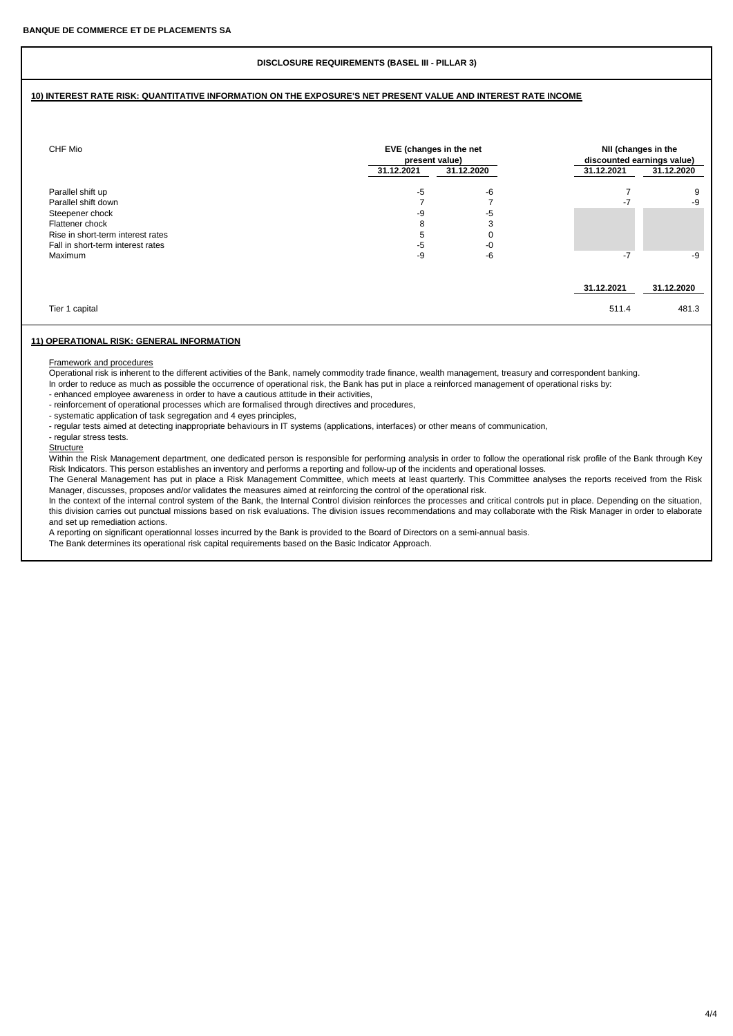**BANQUE DE COMMERCE ET DE PLACEMENTS SA**

**DISCLOSURE REQUIREMENTS (BASEL III - PILLAR 3)**

## 10) INTEREST RATE RISK: QUANTITATIVE INFORMATION ON THE EXPOSURE'S NET PRESENT VALUE AND INTEREST RATE INCOME

| CHF Mio | EVE (changes in the net present value) | | NII (changes in the discounted earnings value) | |
|---|---|---|---|---|
| | 31.12.2021 | 31.12.2020 | 31.12.2021 | 31.12.2020 |
| Parallel shift up | -5 | -6 | 7 | 9 |
| Parallel shift down | 7 | 7 | -7 | -9 |
| Steepener chock | -9 | -5 | | |
| Flattener chock | 8 | 3 | | |
| Rise in short-term interest rates | 5 | 0 | | |
| Fall in short-term interest rates | -5 | -0 | | |
| Maximum | -9 | -6 | -7 | -9 |

| | 31.12.2021 | 31.12.2020 |
|---|---|---|
| Tier 1 capital | 511.4 | 481.3 |

## 11) OPERATIONAL RISK: GENERAL INFORMATION

Framework and procedures

Operational risk is inherent to the different activities of the Bank, namely commodity trade finance, wealth management, treasury and correspondent banking.

In order to reduce as much as possible the occurrence of operational risk, the Bank has put in place a reinforced management of operational risks by:

- enhanced employee awareness in order to have a cautious attitude in their activities,
- reinforcement of operational processes which are formalised through directives and procedures,
- systematic application of task segregation and 4 eyes principles,
- regular tests aimed at detecting inappropriate behaviours in IT systems (applications, interfaces) or other means of communication,
- regular stress tests.

Structure

Within the Risk Management department, one dedicated person is responsible for performing analysis in order to follow the operational risk profile of the Bank through Key Risk Indicators. This person establishes an inventory and performs a reporting and follow-up of the incidents and operational losses.

The General Management has put in place a Risk Management Committee, which meets at least quarterly. This Committee analyses the reports received from the Risk Manager, discusses, proposes and/or validates the measures aimed at reinforcing the control of the operational risk.

In the context of the internal control system of the Bank, the Internal Control division reinforces the processes and critical controls put in place. Depending on the situation, this division carries out punctual missions based on risk evaluations. The division issues recommendations and may collaborate with the Risk Manager in order to elaborate and set up remediation actions.

A reporting on significant operationnal losses incurred by the Bank is provided to the Board of Directors on a semi-annual basis.

The Bank determines its operational risk capital requirements based on the Basic Indicator Approach.